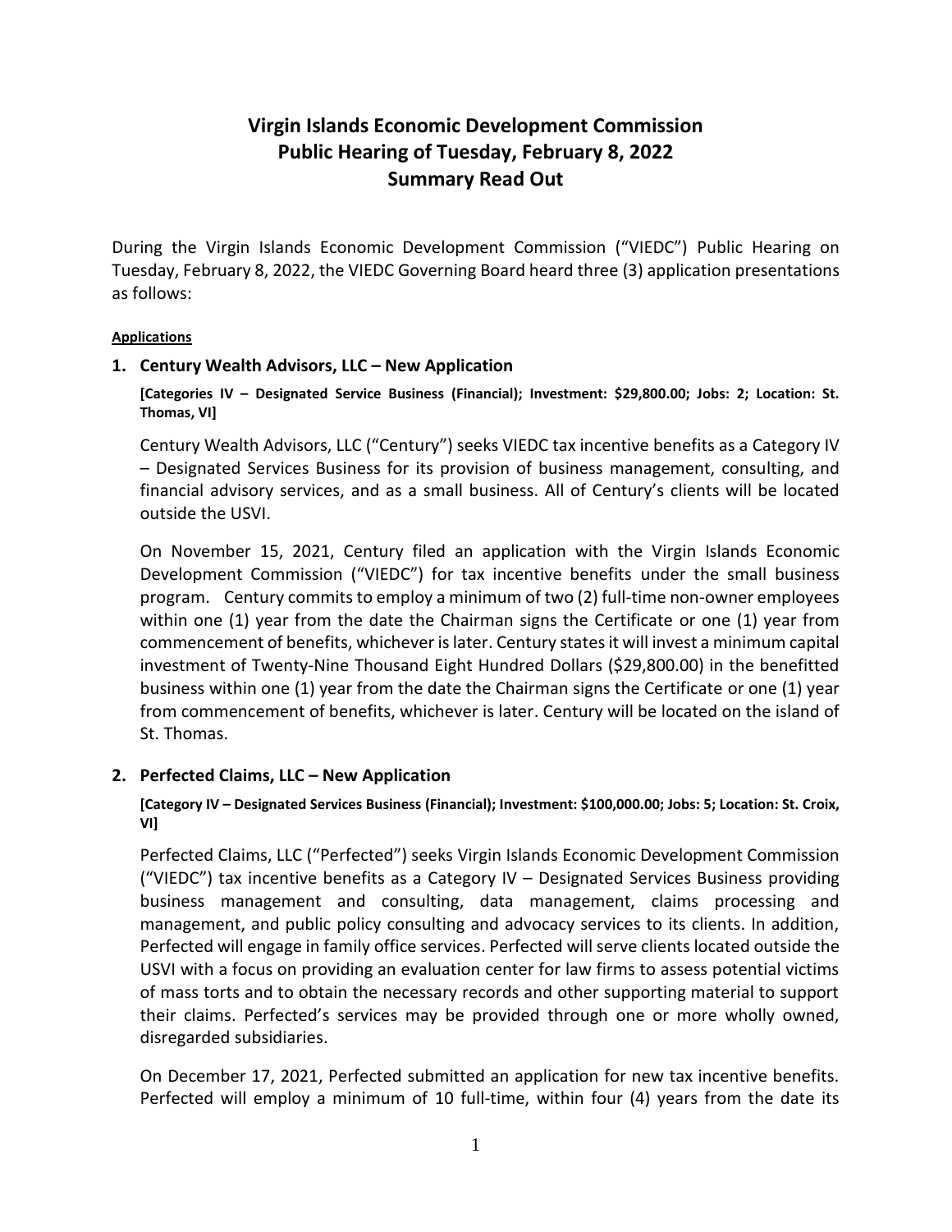# Virgin Islands Economic Development Commission
# Public Hearing of Tuesday, February 8, 2022
# Summary Read Out

During the Virgin Islands Economic Development Commission ("VIEDC") Public Hearing on Tuesday, February 8, 2022, the VIEDC Governing Board heard three (3) application presentations as follows:

**Applications**

## 1. Century Wealth Advisors, LLC – New Application

**[Categories IV – Designated Service Business (Financial); Investment: $29,800.00; Jobs: 2; Location: St. Thomas, VI]**

Century Wealth Advisors, LLC ("Century") seeks VIEDC tax incentive benefits as a Category IV – Designated Services Business for its provision of business management, consulting, and financial advisory services, and as a small business. All of Century's clients will be located outside the USVI.

On November 15, 2021, Century filed an application with the Virgin Islands Economic Development Commission ("VIEDC") for tax incentive benefits under the small business program. Century commits to employ a minimum of two (2) full-time non-owner employees within one (1) year from the date the Chairman signs the Certificate or one (1) year from commencement of benefits, whichever is later. Century states it will invest a minimum capital investment of Twenty-Nine Thousand Eight Hundred Dollars ($29,800.00) in the benefitted business within one (1) year from the date the Chairman signs the Certificate or one (1) year from commencement of benefits, whichever is later. Century will be located on the island of St. Thomas.

## 2. Perfected Claims, LLC – New Application

**[Category IV – Designated Services Business (Financial); Investment: $100,000.00; Jobs: 5; Location: St. Croix, VI]**

Perfected Claims, LLC ("Perfected") seeks Virgin Islands Economic Development Commission ("VIEDC") tax incentive benefits as a Category IV – Designated Services Business providing business management and consulting, data management, claims processing and management, and public policy consulting and advocacy services to its clients. In addition, Perfected will engage in family office services. Perfected will serve clients located outside the USVI with a focus on providing an evaluation center for law firms to assess potential victims of mass torts and to obtain the necessary records and other supporting material to support their claims. Perfected's services may be provided through one or more wholly owned, disregarded subsidiaries.

On December 17, 2021, Perfected submitted an application for new tax incentive benefits. Perfected will employ a minimum of 10 full-time, within four (4) years from the date its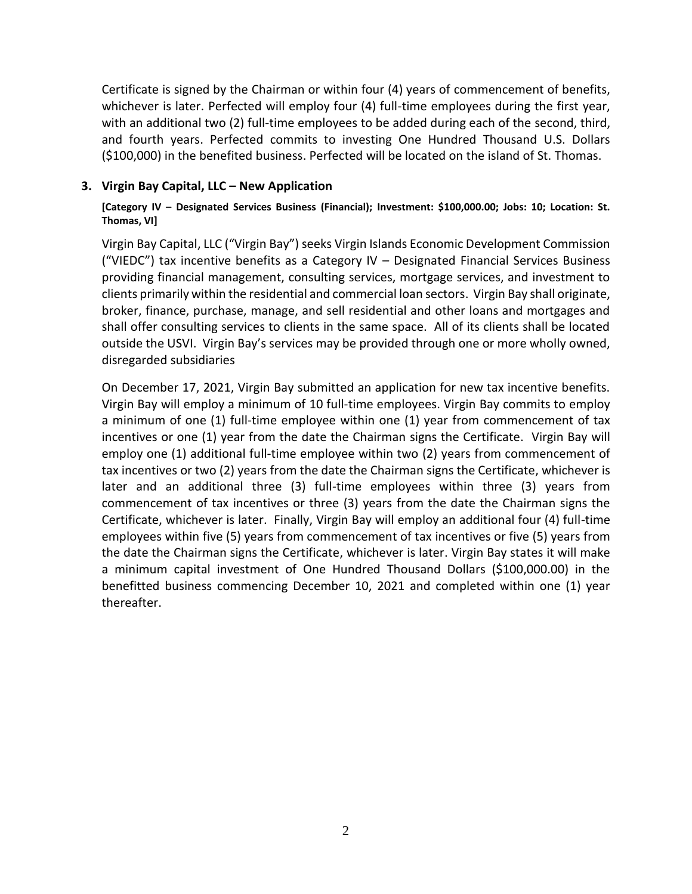Certificate is signed by the Chairman or within four (4) years of commencement of benefits, whichever is later. Perfected will employ four (4) full-time employees during the first year, with an additional two (2) full-time employees to be added during each of the second, third, and fourth years. Perfected commits to investing One Hundred Thousand U.S. Dollars ($100,000) in the benefited business. Perfected will be located on the island of St. Thomas.

**3. Virgin Bay Capital, LLC – New Application**

**[Category IV – Designated Services Business (Financial); Investment: $100,000.00; Jobs: 10; Location: St. Thomas, VI]**

Virgin Bay Capital, LLC ("Virgin Bay") seeks Virgin Islands Economic Development Commission ("VIEDC") tax incentive benefits as a Category IV – Designated Financial Services Business providing financial management, consulting services, mortgage services, and investment to clients primarily within the residential and commercial loan sectors. Virgin Bay shall originate, broker, finance, purchase, manage, and sell residential and other loans and mortgages and shall offer consulting services to clients in the same space. All of its clients shall be located outside the USVI. Virgin Bay's services may be provided through one or more wholly owned, disregarded subsidiaries

On December 17, 2021, Virgin Bay submitted an application for new tax incentive benefits. Virgin Bay will employ a minimum of 10 full-time employees. Virgin Bay commits to employ a minimum of one (1) full-time employee within one (1) year from commencement of tax incentives or one (1) year from the date the Chairman signs the Certificate. Virgin Bay will employ one (1) additional full-time employee within two (2) years from commencement of tax incentives or two (2) years from the date the Chairman signs the Certificate, whichever is later and an additional three (3) full-time employees within three (3) years from commencement of tax incentives or three (3) years from the date the Chairman signs the Certificate, whichever is later. Finally, Virgin Bay will employ an additional four (4) full-time employees within five (5) years from commencement of tax incentives or five (5) years from the date the Chairman signs the Certificate, whichever is later. Virgin Bay states it will make a minimum capital investment of One Hundred Thousand Dollars ($100,000.00) in the benefitted business commencing December 10, 2021 and completed within one (1) year thereafter.